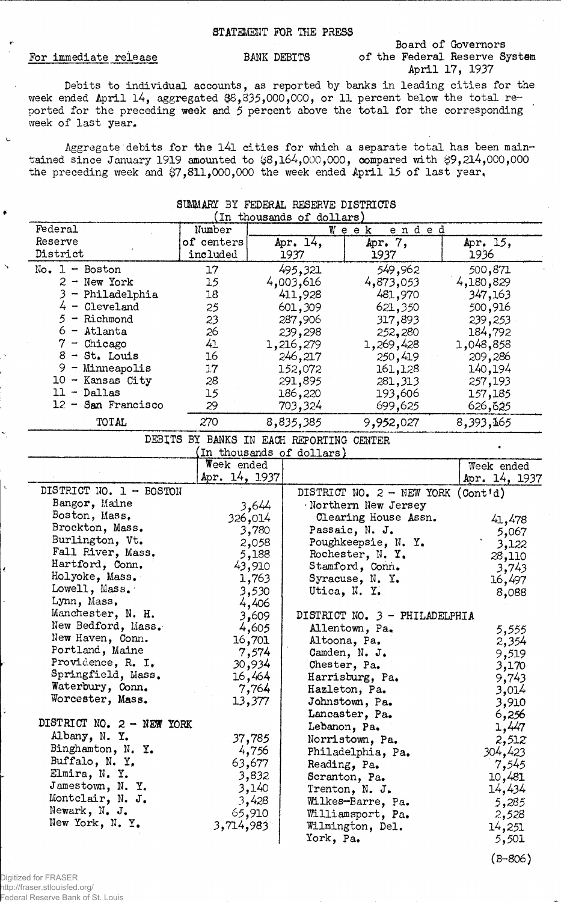STATEMENT FOR THE PRESS

For immediate release

BANK DEBITS

Board of Governors
of the Federal Reserve System
April 17, 1937

Debits to individual accounts, as reported by banks in leading cities for the week ended April 14, aggregated $8,835,000,000, or 11 percent below the total reported for the preceding week and 5 percent above the total for the corresponding week of last year.

Aggregate debits for the 141 cities for which a separate total has been maintained since January 1919 amounted to $8,164,000,000, compared with $9,214,000,000 the preceding week and $7,811,000,000 the week ended April 15 of last year.

SUMMARY BY FEDERAL RESERVE DISTRICTS
(In thousands of dollars)

| Federal Reserve District | Number of centers included | Week ended Apr. 14, 1937 | Apr. 7, 1937 | Apr. 15, 1936 |
|---|---|---|---|---|
| No. 1 - Boston | 17 | 495,321 | 549,962 | 500,871 |
| 2 - New York | 15 | 4,003,616 | 4,873,053 | 4,180,829 |
| 3 - Philadelphia | 18 | 411,928 | 481,970 | 347,163 |
| 4 - Cleveland | 25 | 601,309 | 621,350 | 500,916 |
| 5 - Richmond | 23 | 287,906 | 317,893 | 239,253 |
| 6 - Atlanta | 26 | 239,298 | 252,280 | 184,792 |
| 7 - Chicago | 41 | 1,216,279 | 1,269,428 | 1,048,858 |
| 8 - St. Louis | 16 | 246,217 | 250,419 | 209,286 |
| 9 - Minneapolis | 17 | 152,072 | 161,128 | 140,194 |
| 10 - Kansas City | 28 | 291,895 | 281,313 | 257,193 |
| 11 - Dallas | 15 | 186,220 | 193,606 | 157,185 |
| 12 - San Francisco | 29 | 703,324 | 699,625 | 626,625 |
| TOTAL | 270 | 8,835,385 | 9,952,027 | 8,393,165 |

DEBITS BY BANKS IN EACH REPORTING CENTER
(In thousands of dollars)

| | Week ended Apr. 14, 1937 |
|---|---|
| **DISTRICT NO. 1 - BOSTON** | |
| Bangor, Maine | 3,644 |
| Boston, Mass. | 326,014 |
| Brockton, Mass. | 3,780 |
| Burlington, Vt. | 2,058 |
| Fall River, Mass. | 5,188 |
| Hartford, Conn. | 43,910 |
| Holyoke, Mass. | 1,763 |
| Lowell, Mass. | 3,530 |
| Lynn, Mass. | 4,406 |
| Manchester, N. H. | 3,609 |
| New Bedford, Mass. | 4,605 |
| New Haven, Conn. | 16,701 |
| Portland, Maine | 7,574 |
| Providence, R. I. | 30,934 |
| Springfield, Mass. | 16,464 |
| Waterbury, Conn. | 7,764 |
| Worcester, Mass. | 13,377 |
| **DISTRICT NO. 2 - NEW YORK** | |
| Albany, N. Y. | 37,785 |
| Binghamton, N. Y. | 4,756 |
| Buffalo, N. Y. | 63,677 |
| Elmira, N. Y. | 3,832 |
| Jamestown, N. Y. | 3,140 |
| Montclair, N. J. | 3,428 |
| Newark, N. J. | 65,910 |
| New York, N. Y. | 3,714,983 |
| **DISTRICT NO. 2 - NEW YORK (Cont'd)** | |
| Northern New Jersey Clearing House Assn. | 41,478 |
| Passaic, N. J. | 5,067 |
| Poughkeepsie, N. Y. | 3,122 |
| Rochester, N. Y. | 28,110 |
| Stamford, Conn. | 3,743 |
| Syracuse, N. Y. | 16,497 |
| Utica, N. Y. | 8,088 |
| **DISTRICT NO. 3 - PHILADELPHIA** | |
| Allentown, Pa. | 5,555 |
| Altoona, Pa. | 2,354 |
| Camden, N. J. | 9,519 |
| Chester, Pa. | 3,170 |
| Harrisburg, Pa. | 9,743 |
| Hazleton, Pa. | 3,014 |
| Johnstown, Pa. | 3,910 |
| Lancaster, Pa. | 6,256 |
| Lebanon, Pa. | 1,447 |
| Norristown, Pa. | 2,512 |
| Philadelphia, Pa. | 304,423 |
| Reading, Pa. | 7,545 |
| Scranton, Pa. | 10,481 |
| Trenton, N. J. | 14,434 |
| Wilkes-Barre, Pa. | 5,285 |
| Williamsport, Pa. | 2,528 |
| Wilmington, Del. | 14,251 |
| York, Pa. | 5,501 |

(B-806)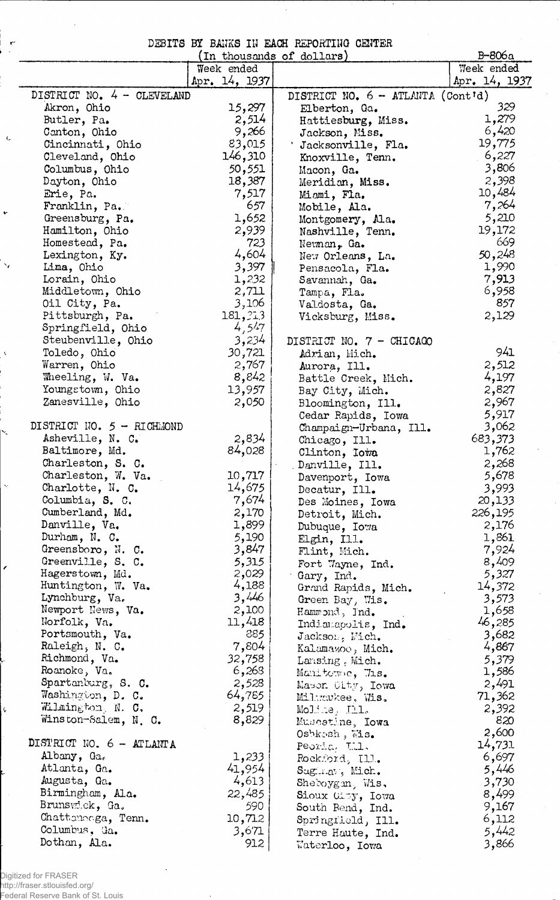# DEBITS BY BANKS IN EACH REPORTING CENTER

(In thousands of dollars)

B-806a

| | Week ended Apr. 14, 1937 | | Week ended Apr. 14, 1937 |
|---|---|---|---|
| DISTRICT NO. 4 - CLEVELAND | | DISTRICT NO. 6 - ATLANTA (Cont'd) | |
| Akron, Ohio | 15,297 | Elberton, Ga. | 329 |
| Butler, Pa. | 2,514 | Hattiesburg, Miss. | 1,279 |
| Canton, Ohio | 9,266 | Jackson, Miss. | 6,420 |
| Cincinnati, Ohio | 83,015 | Jacksonville, Fla. | 19,775 |
| Cleveland, Ohio | 146,310 | Knoxville, Tenn. | 6,227 |
| Columbus, Ohio | 50,551 | Macon, Ga. | 3,806 |
| Dayton, Ohio | 18,387 | Meridian, Miss. | 2,398 |
| Erie, Pa. | 7,517 | Miami, Fla. | 10,484 |
| Franklin, Pa. | 657 | Mobile, Ala. | 7,264 |
| Greensburg, Pa. | 1,652 | Montgomery, Ala. | 5,210 |
| Hamilton, Ohio | 2,939 | Nashville, Tenn. | 19,172 |
| Homestead, Pa. | 723 | Newnan, Ga. | 669 |
| Lexington, Ky. | 4,604 | New Orleans, La. | 50,248 |
| Lima, Ohio | 3,397 | Pensacola, Fla. | 1,990 |
| Lorain, Ohio | 1,232 | Savannah, Ga. | 7,913 |
| Middletown, Ohio | 2,711 | Tampa, Fla. | 6,958 |
| Oil City, Pa. | 3,106 | Valdosta, Ga. | 857 |
| Pittsburgh, Pa. | 181,213 | Vicksburg, Miss. | 2,129 |
| Springfield, Ohio | 4,547 | | |
| Steubenville, Ohio | 3,234 | DISTRICT NO. 7 - CHICAGO | |
| Toledo, Ohio | 30,721 | Adrian, Mich. | 941 |
| Warren, Ohio | 2,767 | Aurora, Ill. | 2,512 |
| Wheeling, W. Va. | 8,842 | Battle Creek, Mich. | 4,197 |
| Youngstown, Ohio | 13,957 | Bay City, Mich. | 2,827 |
| Zanesville, Ohio | 2,050 | Bloomington, Ill. | 2,967 |
| | | Cedar Rapids, Iowa | 5,917 |
| DISTRICT NO. 5 - RICHMOND | | Champaign-Urbana, Ill. | 3,062 |
| Asheville, N. C. | 2,834 | Chicago, Ill. | 683,373 |
| Baltimore, Md. | 84,028 | Clinton, Iowa | 1,762 |
| Charleston, S. C. | | Danville, Ill. | 2,268 |
| Charleston, W. Va. | 10,717 | Davenport, Iowa | 5,678 |
| Charlotte, N. C. | 14,675 | Decatur, Ill. | 3,993 |
| Columbia, S. C. | 7,674 | Des Moines, Iowa | 20,133 |
| Cumberland, Md. | 2,170 | Detroit, Mich. | 226,195 |
| Danville, Va. | 1,899 | Dubuque, Iowa | 2,176 |
| Durham, N. C. | 5,190 | Elgin, Ill. | 1,861 |
| Greensboro, N. C. | 3,847 | Flint, Mich. | 7,924 |
| Greenville, S. C. | 5,315 | Fort Wayne, Ind. | 8,409 |
| Hagerstown, Md. | 2,029 | Gary, Ind. | 5,327 |
| Huntington, W. Va. | 4,188 | Grand Rapids, Mich. | 14,372 |
| Lynchburg, Va. | 3,446 | Green Bay, Wis. | 3,573 |
| Newport News, Va. | 2,100 | Hammond, Ind. | 1,658 |
| Norfolk, Va. | 11,418 | Indianapolis, Ind. | 46,285 |
| Portsmouth, Va. | 885 | Jackson, Mich. | 3,682 |
| Raleigh, N. C. | 7,804 | Kalamazoo, Mich. | 4,867 |
| Richmond, Va. | 32,758 | Lansing, Mich. | 5,379 |
| Roanoke, Va. | 6,268 | Manitowoc, Wis. | 1,586 |
| Spartanburg, S. C. | 2,528 | Mason City, Iowa | 2,491 |
| Washington, D. C. | 64,785 | Milwaukee, Wis. | 71,362 |
| Wilmington, N. C. | 2,519 | Moline, Ill. | 2,392 |
| Winston-Salem, N. C. | 8,829 | Muscatine, Iowa | 820 |
| | | Oshkosh, Wis. | 2,600 |
| DISTRICT NO. 6 - ATLANTA | | Peoria, Ill. | 14,731 |
| Albany, Ga. | 1,233 | Rockford, Ill. | 6,697 |
| Atlanta, Ga. | 41,954 | Saginaw, Mich. | 5,446 |
| Augusta, Ga. | 4,613 | Sheboygan, Wis. | 3,730 |
| Birmingham, Ala. | 22,485 | Sioux City, Iowa | 8,499 |
| Brunswick, Ga. | 590 | South Bend, Ind. | 9,167 |
| Chattanooga, Tenn. | 10,712 | Springfield, Ill. | 6,112 |
| Columbus, Ga. | 3,671 | Terre Haute, Ind. | 5,442 |
| Dothan, Ala. | 912 | Waterloo, Iowa | 3,866 |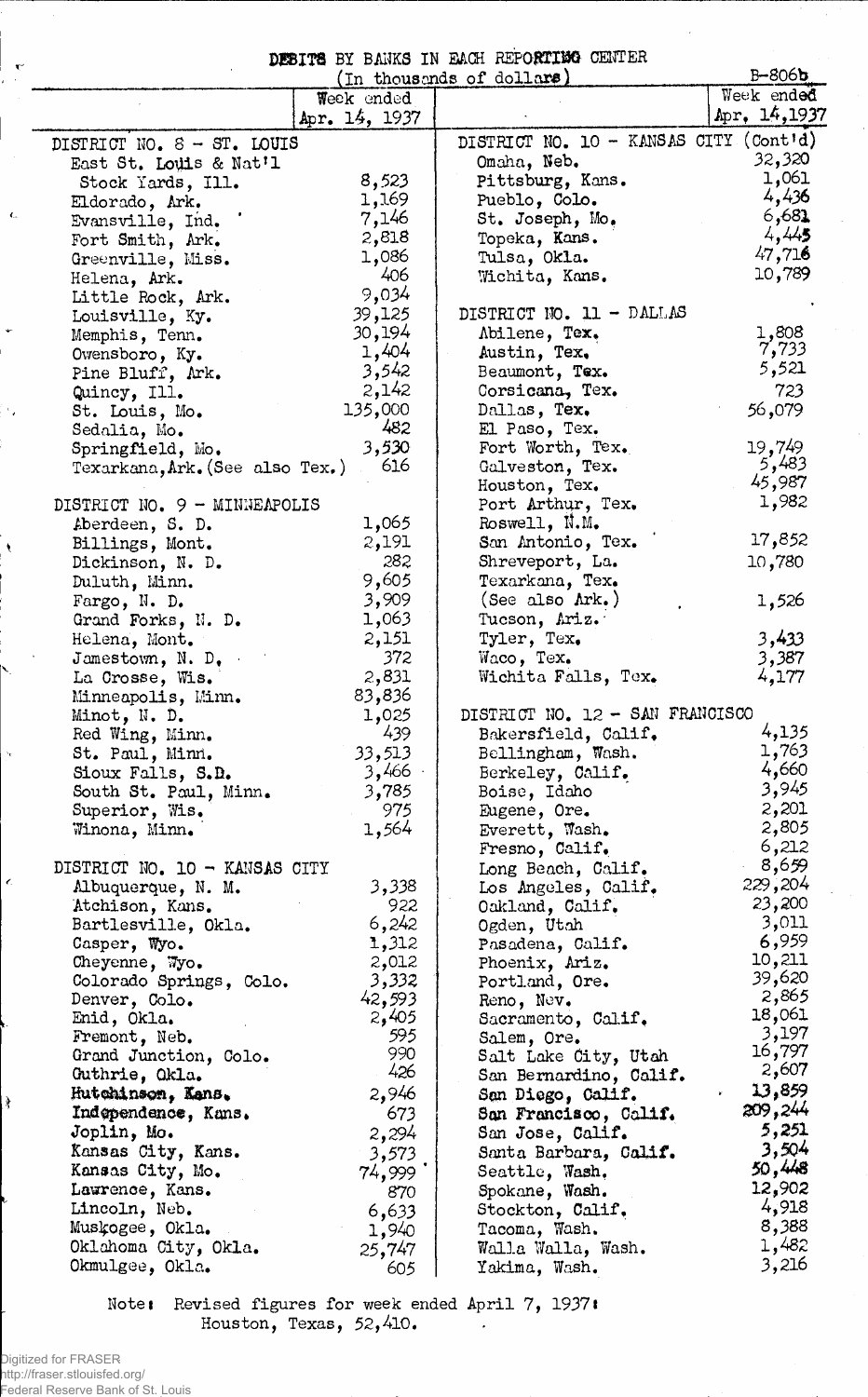B-806b

# DEBITS BY BANKS IN EACH REPORTING CENTER

(In thousands of dollars)

| | Week ended Apr. 14, 1937 | | Week ended Apr. 14, 1937 |
|---|---|---|---|
| **DISTRICT NO. 8 - ST. LOUIS** | | **DISTRICT NO. 10 - KANSAS CITY (Cont'd)** | |
| East St. Louis & Nat'l Stock Yards, Ill. | 8,523 | Omaha, Neb. | 32,320 |
| Eldorado, Ark. | 1,169 | Pittsburg, Kans. | 1,061 |
| Evansville, Ind. | 7,146 | Pueblo, Colo. | 4,436 |
| Fort Smith, Ark. | 2,818 | St. Joseph, Mo. | 6,681 |
| Greenville, Miss. | 1,086 | Topeka, Kans. | 4,445 |
| Helena, Ark. | 406 | Tulsa, Okla. | 47,716 |
| Little Rock, Ark. | 9,034 | Wichita, Kans. | 10,789 |
| Louisville, Ky. | 39,125 | | |
| Memphis, Tenn. | 30,194 | **DISTRICT NO. 11 - DALLAS** | |
| Owensboro, Ky. | 1,404 | Abilene, Tex. | 1,808 |
| Pine Bluff, Ark. | 3,542 | Austin, Tex. | 7,733 |
| Quincy, Ill. | 2,142 | Beaumont, Tex. | 5,521 |
| St. Louis, Mo. | 135,000 | Corsicana, Tex. | 723 |
| Sedalia, Mo. | 482 | Dallas, Tex. | 56,079 |
| Springfield, Mo. | 3,530 | El Paso, Tex. | |
| Texarkana, Ark. (See also Tex.) | 616 | Fort Worth, Tex. | 19,749 |
| | | Galveston, Tex. | 5,483 |
| **DISTRICT NO. 9 - MINNEAPOLIS** | | Houston, Tex. | 45,987 |
| Aberdeen, S. D. | 1,065 | Port Arthur, Tex. | 1,982 |
| Billings, Mont. | 2,191 | Roswell, N.M. | |
| Dickinson, N. D. | 282 | San Antonio, Tex. | 17,852 |
| Duluth, Minn. | 9,605 | Shreveport, La. | 10,780 |
| Fargo, N. D. | 3,909 | Texarkana, Tex. (See also Ark.) | 1,526 |
| Grand Forks, N. D. | 1,063 | Tucson, Ariz. | |
| Helena, Mont. | 2,151 | Tyler, Tex. | 3,433 |
| Jamestown, N. D. | 372 | Waco, Tex. | 3,387 |
| La Crosse, Wis. | 2,831 | Wichita Falls, Tex. | 4,177 |
| Minneapolis, Minn. | 83,836 | | |
| Minot, N. D. | 1,025 | **DISTRICT NO. 12 - SAN FRANCISCO** | |
| Red Wing, Minn. | 439 | Bakersfield, Calif. | 4,135 |
| St. Paul, Minn. | 33,513 | Bellingham, Wash. | 1,763 |
| Sioux Falls, S.D. | 3,466 | Berkeley, Calif. | 4,660 |
| South St. Paul, Minn. | 3,785 | Boise, Idaho | 3,945 |
| Superior, Wis. | 975 | Eugene, Ore. | 2,201 |
| Winona, Minn. | 1,564 | Everett, Wash. | 2,805 |
| | | Fresno, Calif. | 6,212 |
| **DISTRICT NO. 10 - KANSAS CITY** | | Long Beach, Calif. | 8,659 |
| Albuquerque, N. M. | 3,338 | Los Angeles, Calif. | 229,204 |
| Atchison, Kans. | 922 | Oakland, Calif. | 23,200 |
| Bartlesville, Okla. | 6,242 | Ogden, Utah | 3,011 |
| Casper, Wyo. | 1,312 | Pasadena, Calif. | 6,959 |
| Cheyenne, Wyo. | 2,012 | Phoenix, Ariz. | 10,211 |
| Colorado Springs, Colo. | 3,332 | Portland, Ore. | 39,620 |
| Denver, Colo. | 42,593 | Reno, Nev. | 2,865 |
| Enid, Okla. | 2,405 | Sacramento, Calif. | 18,061 |
| Fremont, Neb. | 595 | Salem, Ore. | 3,197 |
| Grand Junction, Colo. | 990 | Salt Lake City, Utah | 16,797 |
| Guthrie, Okla. | 426 | San Bernardino, Calif. | 2,607 |
| Hutchinson, Kans. | 2,946 | San Diego, Calif. | 13,859 |
| Independence, Kans. | 673 | San Francisco, Calif. | 209,244 |
| Joplin, Mo. | 2,294 | San Jose, Calif. | 5,251 |
| Kansas City, Kans. | 3,573 | Santa Barbara, Calif. | 3,504 |
| Kansas City, Mo. | 74,999 | Seattle, Wash. | 50,448 |
| Lawrence, Kans. | 870 | Spokane, Wash. | 12,902 |
| Lincoln, Neb. | 6,633 | Stockton, Calif. | 4,918 |
| Muskogee, Okla. | 1,940 | Tacoma, Wash. | 8,388 |
| Oklahoma City, Okla. | 25,747 | Walla Walla, Wash. | 1,482 |
| Okmulgee, Okla. | 605 | Yakima, Wash. | 3,216 |

Note: Revised figures for week ended April 7, 1937: Houston, Texas, 52,410.